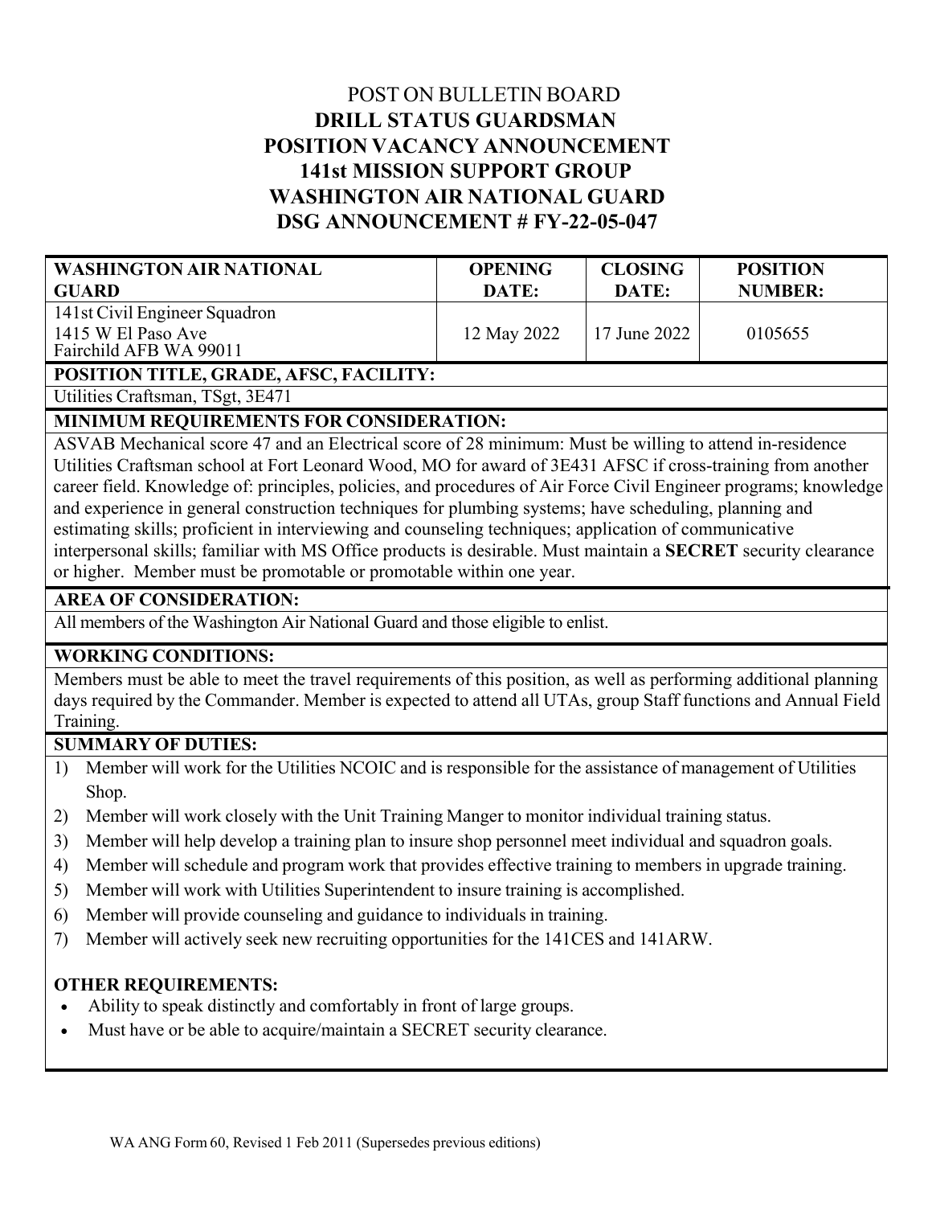POST ON BULLETIN BOARD

# DRILL STATUS GUARDSMAN
# POSITION VACANCY ANNOUNCEMENT
# 141st MISSION SUPPORT GROUP
# WASHINGTON AIR NATIONAL GUARD
# DSG ANNOUNCEMENT # FY-22-05-047

| WASHINGTON AIR NATIONAL GUARD | OPENING DATE: | CLOSING DATE: | POSITION NUMBER: |
|---|---|---|---|
| 141st Civil Engineer Squadron<br>1415 W El Paso Ave<br>Fairchild AFB WA 99011 | 12 May 2022 | 17 June 2022 | 0105655 |

**POSITION TITLE, GRADE, AFSC, FACILITY:**

Utilities Craftsman, TSgt, 3E471

**MINIMUM REQUIREMENTS FOR CONSIDERATION:**

ASVAB Mechanical score 47 and an Electrical score of 28 minimum: Must be willing to attend in-residence Utilities Craftsman school at Fort Leonard Wood, MO for award of 3E431 AFSC if cross-training from another career field. Knowledge of: principles, policies, and procedures of Air Force Civil Engineer programs; knowledge and experience in general construction techniques for plumbing systems; have scheduling, planning and estimating skills; proficient in interviewing and counseling techniques; application of communicative interpersonal skills; familiar with MS Office products is desirable. Must maintain a **SECRET** security clearance or higher. Member must be promotable or promotable within one year.

**AREA OF CONSIDERATION:**

All members of the Washington Air National Guard and those eligible to enlist.

**WORKING CONDITIONS:**

Members must be able to meet the travel requirements of this position, as well as performing additional planning days required by the Commander. Member is expected to attend all UTAs, group Staff functions and Annual Field Training.

**SUMMARY OF DUTIES:**

1) Member will work for the Utilities NCOIC and is responsible for the assistance of management of Utilities Shop.
2) Member will work closely with the Unit Training Manger to monitor individual training status.
3) Member will help develop a training plan to insure shop personnel meet individual and squadron goals.
4) Member will schedule and program work that provides effective training to members in upgrade training.
5) Member will work with Utilities Superintendent to insure training is accomplished.
6) Member will provide counseling and guidance to individuals in training.
7) Member will actively seek new recruiting opportunities for the 141CES and 141ARW.

**OTHER REQUIREMENTS:**

- Ability to speak distinctly and comfortably in front of large groups.
- Must have or be able to acquire/maintain a SECRET security clearance.

WA ANG Form 60, Revised 1 Feb 2011 (Supersedes previous editions)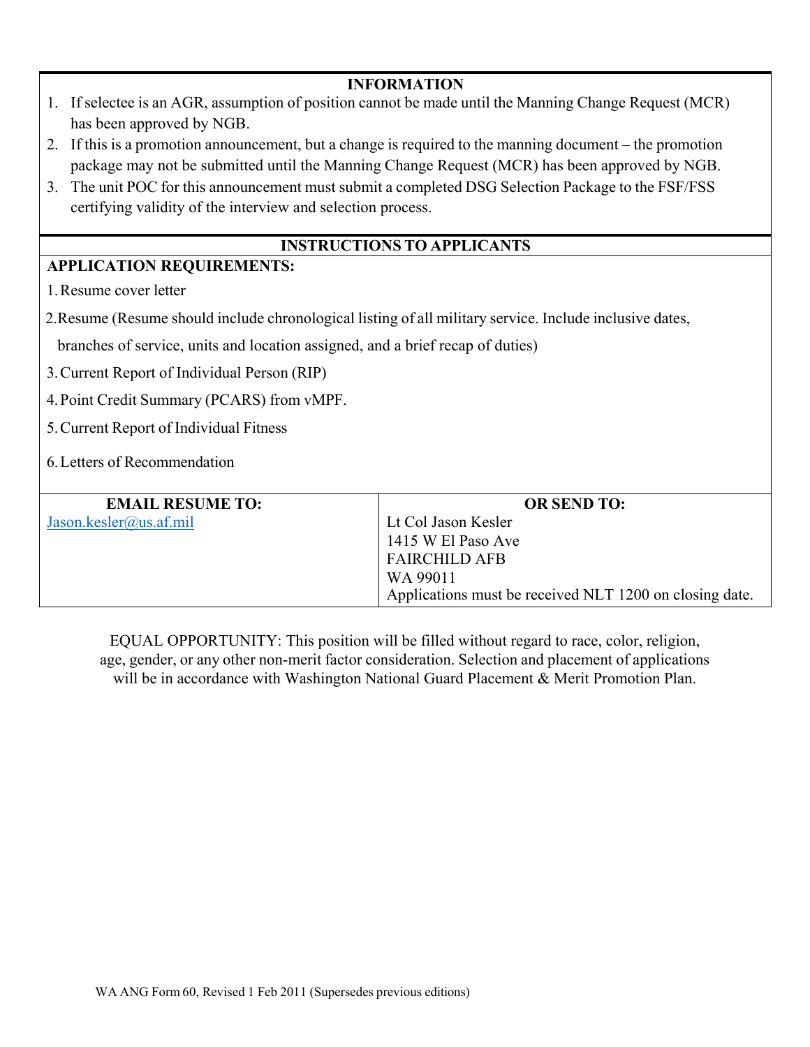## INFORMATION

1. If selectee is an AGR, assumption of position cannot be made until the Manning Change Request (MCR) has been approved by NGB.
2. If this is a promotion announcement, but a change is required to the manning document – the promotion package may not be submitted until the Manning Change Request (MCR) has been approved by NGB.
3. The unit POC for this announcement must submit a completed DSG Selection Package to the FSF/FSS certifying validity of the interview and selection process.

## INSTRUCTIONS TO APPLICANTS

**APPLICATION REQUIREMENTS:**

1. Resume cover letter
2. Resume (Resume should include chronological listing of all military service. Include inclusive dates, branches of service, units and location assigned, and a brief recap of duties)
3. Current Report of Individual Person (RIP)
4. Point Credit Summary (PCARS) from vMPF.
5. Current Report of Individual Fitness
6. Letters of Recommendation

| EMAIL RESUME TO: | OR SEND TO: |
|---|---|
| Jason.kesler@us.af.mil | Lt Col Jason Kesler<br>1415 W El Paso Ave<br>FAIRCHILD AFB<br>WA 99011<br>Applications must be received NLT 1200 on closing date. |

EQUAL OPPORTUNITY: This position will be filled without regard to race, color, religion, age, gender, or any other non-merit factor consideration. Selection and placement of applications will be in accordance with Washington National Guard Placement & Merit Promotion Plan.

WA ANG Form 60, Revised 1 Feb 2011 (Supersedes previous editions)